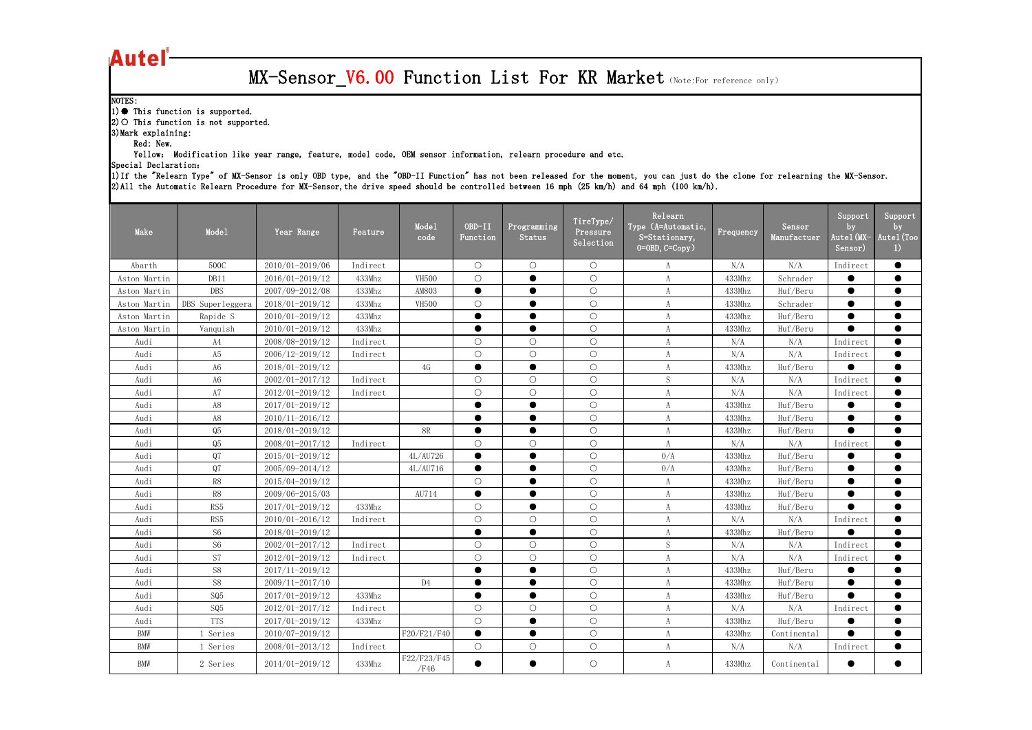Autel®

# MX-Sensor_V6.00 Function List For KR Market (Note:For reference only)

NOTES:

1) ● This function is supported.

2) ○ This function is not supported.

3) Mark explaining:

Red: New.

Yellow: Modification like year range, feature, model code, OEM sensor information, relearn procedure and etc.

Special Declaration:

1) If the "Relearn Type" of MX-Sensor is only OBD type, and the "OBD-II Function" has not been released for the moment, you can just do the clone for relearning the MX-Sensor.

2) All the Automatic Relearn Procedure for MX-Sensor, the drive speed should be controlled between 16 mph (25 km/h) and 64 mph (100 km/h).

| Make | Model | Year Range | Feature | Model code | OBD-II Function | Programming Status | TireType/ Pressure Selection | Relearn Type (A=Automatic, S=Stationary, O=OBD, C=Copy) | Frequency | Sensor Manufactuer | Support by Autel (MX-Sensor) | Support by Autel (Too l) |
|---|---|---|---|---|---|---|---|---|---|---|---|---|
| Abarth | 500C | 2010/01-2019/06 | Indirect | | ○ | ○ | ○ | A | N/A | N/A | Indirect | ● |
| Aston Martin | DB11 | 2016/01-2019/12 | 433Mhz | VH500 | ○ | ● | ○ | A | 433Mhz | Schrader | ● | ● |
| Aston Martin | DBS | 2007/09-2012/08 | 433Mhz | AM803 | ● | ● | ○ | A | 433Mhz | Huf/Beru | ● | ● |
| Aston Martin | DBS Superleggera | 2018/01-2019/12 | 433Mhz | VH500 | ○ | ● | ○ | A | 433Mhz | Schrader | ● | ● |
| Aston Martin | Rapide S | 2010/01-2019/12 | 433Mhz | | ● | ● | ○ | A | 433Mhz | Huf/Beru | ● | ● |
| Aston Martin | Vanquish | 2010/01-2019/12 | 433Mhz | | ● | ● | ○ | A | 433Mhz | Huf/Beru | ● | ● |
| Audi | A4 | 2008/08-2019/12 | Indirect | | ○ | ○ | ○ | A | N/A | N/A | Indirect | ● |
| Audi | A5 | 2006/12-2019/12 | Indirect | | ○ | ○ | ○ | A | N/A | N/A | Indirect | ● |
| Audi | A6 | 2018/01-2019/12 | | 4G | ● | ● | ○ | A | 433Mhz | Huf/Beru | ● | ● |
| Audi | A6 | 2002/01-2017/12 | Indirect | | ○ | ○ | ○ | S | N/A | N/A | Indirect | ● |
| Audi | A7 | 2012/01-2019/12 | Indirect | | ○ | ○ | ○ | A | N/A | N/A | Indirect | ● |
| Audi | A8 | 2017/01-2019/12 | | | ● | ● | ○ | A | 433Mhz | Huf/Beru | ● | ● |
| Audi | A8 | 2010/11-2016/12 | | | ● | ● | ○ | A | 433Mhz | Huf/Beru | ● | ● |
| Audi | Q5 | 2018/01-2019/12 | | 8R | ● | ● | ○ | A | 433Mhz | Huf/Beru | ● | ● |
| Audi | Q5 | 2008/01-2017/12 | Indirect | | ○ | ○ | ○ | A | N/A | N/A | Indirect | ● |
| Audi | Q7 | 2015/01-2019/12 | | 4L/AU726 | ● | ● | ○ | O/A | 433Mhz | Huf/Beru | ● | ● |
| Audi | Q7 | 2005/09-2014/12 | | 4L/AU716 | ● | ● | ○ | O/A | 433Mhz | Huf/Beru | ● | ● |
| Audi | R8 | 2015/04-2019/12 | | | ○ | ● | ○ | A | 433Mhz | Huf/Beru | ● | ● |
| Audi | R8 | 2009/06-2015/03 | | AU714 | ● | ● | ○ | A | 433Mhz | Huf/Beru | ● | ● |
| Audi | RS5 | 2017/01-2019/12 | 433Mhz | | ○ | ● | ○ | A | 433Mhz | Huf/Beru | ● | ● |
| Audi | RS5 | 2010/01-2016/12 | Indirect | | ○ | ○ | ○ | A | N/A | N/A | Indirect | ● |
| Audi | S6 | 2018/01-2019/12 | | | ● | ● | ○ | A | 433Mhz | Huf/Beru | ● | ● |
| Audi | S6 | 2002/01-2017/12 | Indirect | | ○ | ○ | ○ | S | N/A | N/A | Indirect | ● |
| Audi | S7 | 2012/01-2019/12 | Indirect | | ○ | ○ | ○ | A | N/A | N/A | Indirect | ● |
| Audi | S8 | 2017/11-2019/12 | | | ● | ● | ○ | A | 433Mhz | Huf/Beru | ● | ● |
| Audi | S8 | 2009/11-2017/10 | | D4 | ● | ● | ○ | A | 433Mhz | Huf/Beru | ● | ● |
| Audi | SQ5 | 2017/01-2019/12 | 433Mhz | | ● | ● | ○ | A | 433Mhz | Huf/Beru | ● | ● |
| Audi | SQ5 | 2012/01-2017/12 | Indirect | | ○ | ○ | ○ | A | N/A | N/A | Indirect | ● |
| Audi | TTS | 2017/01-2019/12 | 433Mhz | | ○ | ● | ○ | A | 433Mhz | Huf/Beru | ● | ● |
| BMW | 1 Series | 2010/07-2019/12 | | F20/F21/F40 | ● | ● | ○ | A | 433Mhz | Continental | ● | ● |
| BMW | 1 Series | 2008/01-2013/12 | Indirect | | ○ | ○ | ○ | A | N/A | N/A | Indirect | ● |
| BMW | 2 Series | 2014/01-2019/12 | 433Mhz | F22/F23/F45/F46 | ● | ● | ○ | A | 433Mhz | Continental | ● | ● |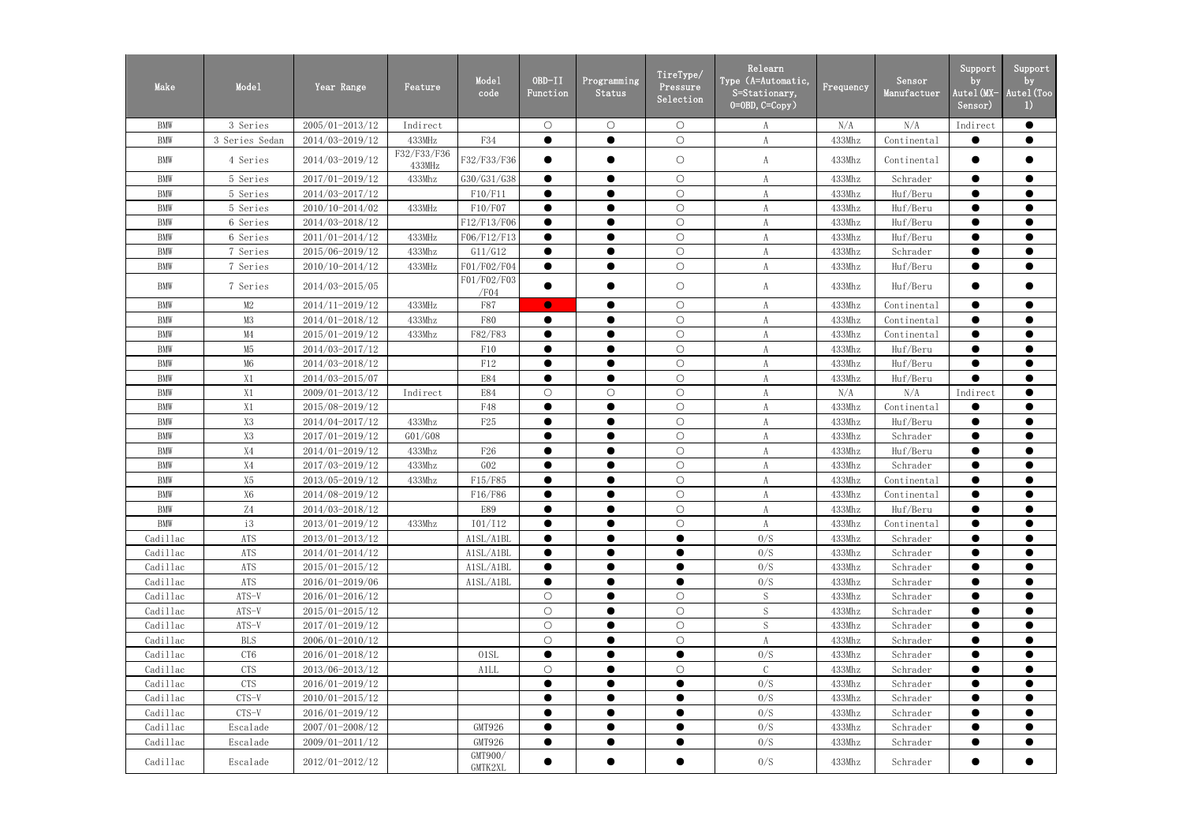| Make | Model | Year Range | Feature | Model code | OBD-II Function | Programming Status | TireType/ Pressure Selection | Relearn Type (A=Automatic, S=Stationary, O=OBD, C=Copy) | Frequency | Sensor Manufactuer | Support by Autel(MX-Sensor) | Support by Autel(Tool) |
|---|---|---|---|---|---|---|---|---|---|---|---|---|
| BMW | 3 Series | 2005/01-2013/12 | Indirect | | ○ | ○ | ○ | A | N/A | N/A | Indirect | ● |
| BMW | 3 Series Sedan | 2014/03-2019/12 | 433MHz | F34 | ● | ● | ○ | A | 433Mhz | Continental | ● | ● |
| BMW | 4 Series | 2014/03-2019/12 | F32/F33/F36 433MHz | F32/F33/F36 | ● | ● | ○ | A | 433Mhz | Continental | ● | ● |
| BMW | 5 Series | 2017/01-2019/12 | 433Mhz | G30/G31/G38 | ● | ● | ○ | A | 433Mhz | Schrader | ● | ● |
| BMW | 5 Series | 2014/03-2017/12 | | F10/F11 | ● | ● | ○ | A | 433Mhz | Huf/Beru | ● | ● |
| BMW | 5 Series | 2010/10-2014/02 | 433MHz | F10/F07 | ● | ● | ○ | A | 433Mhz | Huf/Beru | ● | ● |
| BMW | 6 Series | 2014/03-2018/12 | | F12/F13/F06 | ● | ● | ○ | A | 433Mhz | Huf/Beru | ● | ● |
| BMW | 6 Series | 2011/01-2014/12 | 433MHz | F06/F12/F13 | ● | ● | ○ | A | 433Mhz | Huf/Beru | ● | ● |
| BMW | 7 Series | 2015/06-2019/12 | 433Mhz | G11/G12 | ● | ● | ○ | A | 433Mhz | Schrader | ● | ● |
| BMW | 7 Series | 2010/10-2014/12 | 433MHz | F01/F02/F04 | ● | ● | ○ | A | 433Mhz | Huf/Beru | ● | ● |
| BMW | 7 Series | 2014/03-2015/05 | | F01/F02/F03 /F04 | ● | ● | ○ | A | 433Mhz | Huf/Beru | ● | ● |
| BMW | M2 | 2014/11-2019/12 | 433MHz | F87 | ● | ● | ○ | A | 433Mhz | Continental | ● | ● |
| BMW | M3 | 2014/01-2018/12 | 433Mhz | F80 | ● | ● | ○ | A | 433Mhz | Continental | ● | ● |
| BMW | M4 | 2015/01-2019/12 | 433Mhz | F82/F83 | ● | ● | ○ | A | 433Mhz | Continental | ● | ● |
| BMW | M5 | 2014/03-2017/12 | | F10 | ● | ● | ○ | A | 433Mhz | Huf/Beru | ● | ● |
| BMW | M6 | 2014/03-2018/12 | | F12 | ● | ● | ○ | A | 433Mhz | Huf/Beru | ● | ● |
| BMW | X1 | 2014/03-2015/07 | | E84 | ● | ● | ○ | A | 433Mhz | Huf/Beru | ● | ● |
| BMW | X1 | 2009/01-2013/12 | Indirect | E84 | ○ | ○ | ○ | A | N/A | N/A | Indirect | ● |
| BMW | X1 | 2015/08-2019/12 | | F48 | ● | ● | ○ | A | 433Mhz | Continental | ● | ● |
| BMW | X3 | 2014/04-2017/12 | 433Mhz | F25 | ● | ● | ○ | A | 433Mhz | Huf/Beru | ● | ● |
| BMW | X3 | 2017/01-2019/12 | G01/G08 | | ● | ● | ○ | A | 433Mhz | Schrader | ● | ● |
| BMW | X4 | 2014/01-2019/12 | 433Mhz | F26 | ● | ● | ○ | A | 433Mhz | Huf/Beru | ● | ● |
| BMW | X4 | 2017/03-2019/12 | 433Mhz | G02 | ● | ● | ○ | A | 433Mhz | Schrader | ● | ● |
| BMW | X5 | 2013/05-2019/12 | 433Mhz | F15/F85 | ● | ● | ○ | A | 433Mhz | Continental | ● | ● |
| BMW | X6 | 2014/08-2019/12 | | F16/F86 | ● | ● | ○ | A | 433Mhz | Continental | ● | ● |
| BMW | Z4 | 2014/03-2018/12 | | E89 | ● | ● | ○ | A | 433Mhz | Huf/Beru | ● | ● |
| BMW | i3 | 2013/01-2019/12 | 433Mhz | I01/I12 | ● | ● | ○ | A | 433Mhz | Continental | ● | ● |
| Cadillac | ATS | 2013/01-2013/12 | | A1SL/A1BL | ● | ● | ● | O/S | 433Mhz | Schrader | ● | ● |
| Cadillac | ATS | 2014/01-2014/12 | | A1SL/A1BL | ● | ● | ● | O/S | 433Mhz | Schrader | ● | ● |
| Cadillac | ATS | 2015/01-2015/12 | | A1SL/A1BL | ● | ● | ● | O/S | 433Mhz | Schrader | ● | ● |
| Cadillac | ATS | 2016/01-2019/06 | | A1SL/A1BL | ● | ● | ● | O/S | 433Mhz | Schrader | ● | ● |
| Cadillac | ATS-V | 2016/01-2016/12 | | | ○ | ● | ○ | S | 433Mhz | Schrader | ● | ● |
| Cadillac | ATS-V | 2015/01-2015/12 | | | ○ | ● | ○ | S | 433Mhz | Schrader | ● | ● |
| Cadillac | ATS-V | 2017/01-2019/12 | | | ○ | ● | ○ | S | 433Mhz | Schrader | ● | ● |
| Cadillac | BLS | 2006/01-2010/12 | | | ○ | ● | ○ | A | 433Mhz | Schrader | ● | ● |
| Cadillac | CT6 | 2016/01-2018/12 | | O1SL | ● | ● | ● | O/S | 433Mhz | Schrader | ● | ● |
| Cadillac | CTS | 2013/06-2013/12 | | A1LL | ○ | ● | ○ | C | 433Mhz | Schrader | ● | ● |
| Cadillac | CTS | 2016/01-2019/12 | | | ● | ● | ● | O/S | 433Mhz | Schrader | ● | ● |
| Cadillac | CTS-V | 2010/01-2015/12 | | | ● | ● | ● | O/S | 433Mhz | Schrader | ● | ● |
| Cadillac | CTS-V | 2016/01-2019/12 | | | ● | ● | ● | O/S | 433Mhz | Schrader | ● | ● |
| Cadillac | Escalade | 2007/01-2008/12 | | GMT926 | ● | ● | ● | O/S | 433Mhz | Schrader | ● | ● |
| Cadillac | Escalade | 2009/01-2011/12 | | GMT926 | ● | ● | ● | O/S | 433Mhz | Schrader | ● | ● |
| Cadillac | Escalade | 2012/01-2012/12 | | GMT900/ GMTK2XL | ● | ● | ● | O/S | 433Mhz | Schrader | ● | ● |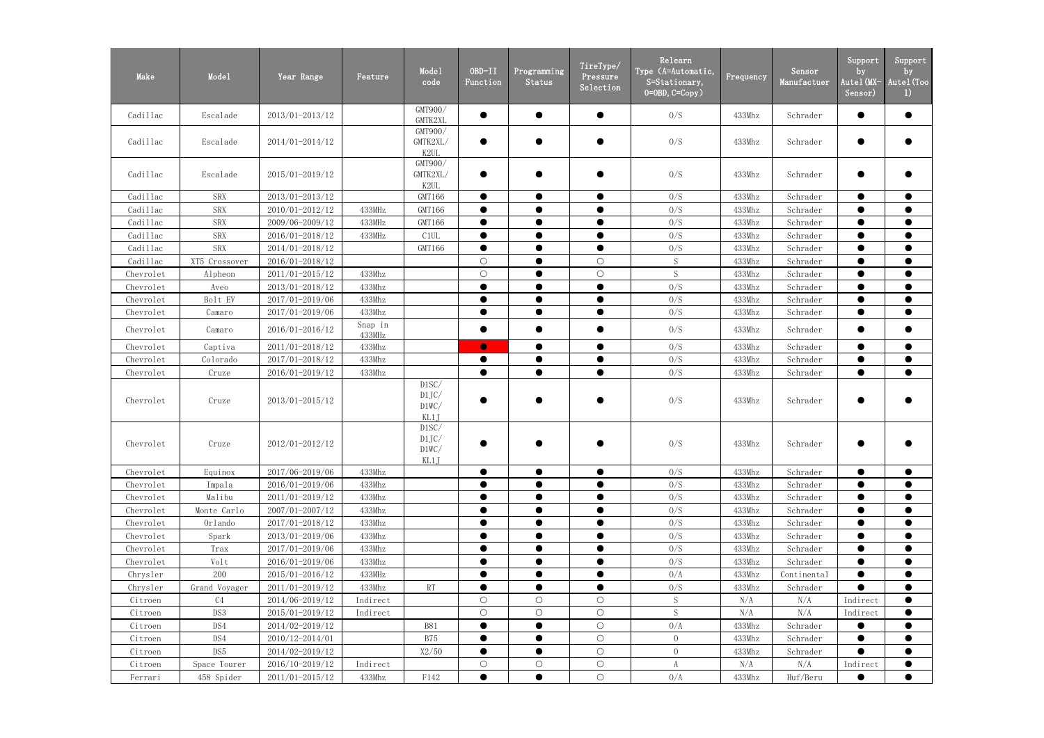| Make | Model | Year Range | Feature | Model code | OBD-II Function | Programming Status | TireType/ Pressure Selection | Relearn Type (A=Automatic, S=Stationary, O=OBD, C=Copy) | Frequency | Sensor Manufactuer | Support by Autel(MX-Sensor) | Support by Autel(Tool) |
|---|---|---|---|---|---|---|---|---|---|---|---|---|
| Cadillac | Escalade | 2013/01-2013/12 | | GMT900/ GMTK2XL | ● | ● | ● | O/S | 433Mhz | Schrader | ● | ● |
| Cadillac | Escalade | 2014/01-2014/12 | | GMT900/ GMTK2XL/ K2UL | ● | ● | ● | O/S | 433Mhz | Schrader | ● | ● |
| Cadillac | Escalade | 2015/01-2019/12 | | GMT900/ GMTK2XL/ K2UL | ● | ● | ● | O/S | 433Mhz | Schrader | ● | ● |
| Cadillac | SRX | 2013/01-2013/12 | | GMT166 | ● | ● | ● | O/S | 433Mhz | Schrader | ● | ● |
| Cadillac | SRX | 2010/01-2012/12 | 433MHz | GMT166 | ● | ● | ● | O/S | 433Mhz | Schrader | ● | ● |
| Cadillac | SRX | 2009/06-2009/12 | 433MHz | GMT166 | ● | ● | ● | O/S | 433Mhz | Schrader | ● | ● |
| Cadillac | SRX | 2016/01-2018/12 | 433MHz | C1UL | ● | ● | ● | O/S | 433Mhz | Schrader | ● | ● |
| Cadillac | SRX | 2014/01-2018/12 | | GMT166 | ● | ● | ● | O/S | 433Mhz | Schrader | ● | ● |
| Cadillac | XT5 Crossover | 2016/01-2018/12 | | | ○ | ● | ○ | S | 433Mhz | Schrader | ● | ● |
| Chevrolet | Alpheon | 2011/01-2015/12 | 433Mhz | | ○ | ● | ○ | S | 433Mhz | Schrader | ● | ● |
| Chevrolet | Aveo | 2013/01-2018/12 | 433Mhz | | ● | ● | ● | O/S | 433Mhz | Schrader | ● | ● |
| Chevrolet | Bolt EV | 2017/01-2019/06 | 433Mhz | | ● | ● | ● | O/S | 433Mhz | Schrader | ● | ● |
| Chevrolet | Camaro | 2017/01-2019/06 | 433Mhz | | ● | ● | ● | O/S | 433Mhz | Schrader | ● | ● |
| Chevrolet | Camaro | 2016/01-2016/12 | Snap in 433MHz | | ● | ● | ● | O/S | 433Mhz | Schrader | ● | ● |
| Chevrolet | Captiva | 2011/01-2018/12 | 433Mhz | | ● | ● | ● | O/S | 433Mhz | Schrader | ● | ● |
| Chevrolet | Colorado | 2017/01-2018/12 | 433Mhz | | ● | ● | ● | O/S | 433Mhz | Schrader | ● | ● |
| Chevrolet | Cruze | 2016/01-2019/12 | 433Mhz | | ● | ● | ● | O/S | 433Mhz | Schrader | ● | ● |
| Chevrolet | Cruze | 2013/01-2015/12 | | D1SC/ D1JC/ D1WC/ KL1J | ● | ● | ● | O/S | 433Mhz | Schrader | ● | ● |
| Chevrolet | Cruze | 2012/01-2012/12 | | D1SC/ D1JC/ D1WC/ KL1J | ● | ● | ● | O/S | 433Mhz | Schrader | ● | ● |
| Chevrolet | Equinox | 2017/06-2019/06 | 433Mhz | | ● | ● | ● | O/S | 433Mhz | Schrader | ● | ● |
| Chevrolet | Impala | 2016/01-2019/06 | 433Mhz | | ● | ● | ● | O/S | 433Mhz | Schrader | ● | ● |
| Chevrolet | Malibu | 2011/01-2019/12 | 433Mhz | | ● | ● | ● | O/S | 433Mhz | Schrader | ● | ● |
| Chevrolet | Monte Carlo | 2007/01-2007/12 | 433Mhz | | ● | ● | ● | O/S | 433Mhz | Schrader | ● | ● |
| Chevrolet | Orlando | 2017/01-2018/12 | 433Mhz | | ● | ● | ● | O/S | 433Mhz | Schrader | ● | ● |
| Chevrolet | Spark | 2013/01-2019/06 | 433Mhz | | ● | ● | ● | O/S | 433Mhz | Schrader | ● | ● |
| Chevrolet | Trax | 2017/01-2019/06 | 433Mhz | | ● | ● | ● | O/S | 433Mhz | Schrader | ● | ● |
| Chevrolet | Volt | 2016/01-2019/06 | 433Mhz | | ● | ● | ● | O/S | 433Mhz | Schrader | ● | ● |
| Chrysler | 200 | 2015/01-2016/12 | 433MHz | | ● | ● | ● | O/A | 433Mhz | Continental | ● | ● |
| Chrysler | Grand Voyager | 2011/01-2019/12 | 433Mhz | RT | ● | ● | ● | O/S | 433Mhz | Schrader | ● | ● |
| Citroen | C4 | 2014/06-2019/12 | Indirect | | ○ | ○ | ○ | S | N/A | N/A | Indirect | ● |
| Citroen | DS3 | 2015/01-2019/12 | Indirect | | ○ | ○ | ○ | S | N/A | N/A | Indirect | ● |
| Citroen | DS4 | 2014/02-2019/12 | | B81 | ● | ● | ○ | O/A | 433Mhz | Schrader | ● | ● |
| Citroen | DS4 | 2010/12-2014/01 | | B75 | ● | ● | ○ | O | 433Mhz | Schrader | ● | ● |
| Citroen | DS5 | 2014/02-2019/12 | | X2/50 | ● | ● | ○ | O | 433Mhz | Schrader | ● | ● |
| Citroen | Space Tourer | 2016/10-2019/12 | Indirect | | ○ | ○ | ○ | A | N/A | N/A | Indirect | ● |
| Ferrari | 458 Spider | 2011/01-2015/12 | 433Mhz | F142 | ● | ● | ○ | O/A | 433Mhz | Huf/Beru | ● | ● |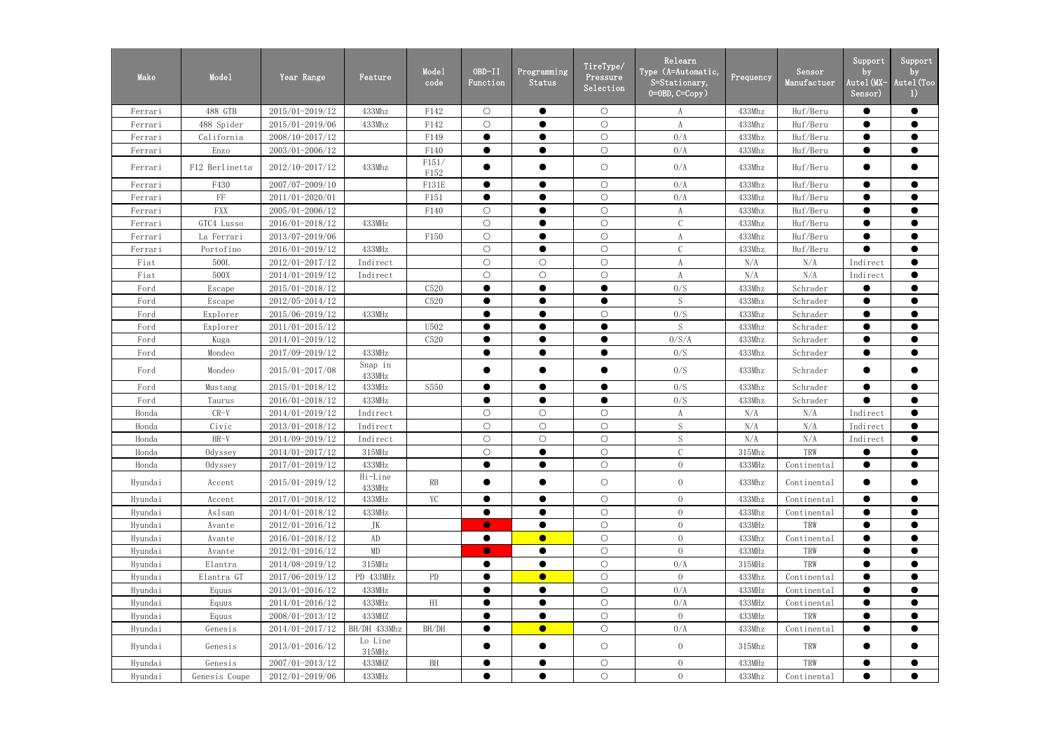| Make | Model | Year Range | Feature | Model code | OBD-II Function | Programming Status | TireType/ Pressure Selection | Relearn Type (A=Automatic, S=Stationary, O=OBD, C=Copy) | Frequency | Sensor Manufactuer | Support by Autel(MX-Sensor) | Support by Autel(Tool) |
|---|---|---|---|---|---|---|---|---|---|---|---|---|
| Ferrari | 488 GTB | 2015/01-2019/12 | 433Mhz | F142 | ○ | ● | ○ | A | 433Mhz | Huf/Beru | ● | ● |
| Ferrari | 488 Spider | 2015/01-2019/06 | 433Mhz | F142 | ○ | ● | ○ | A | 433Mhz | Huf/Beru | ● | ● |
| Ferrari | California | 2008/10-2017/12 | | F149 | ● | ● | ○ | O/A | 433Mhz | Huf/Beru | ● | ● |
| Ferrari | Enzo | 2003/01-2006/12 | | F140 | ● | ● | ○ | O/A | 433Mhz | Huf/Beru | ● | ● |
| Ferrari | F12 Berlinetta | 2012/10-2017/12 | 433Mhz | F151/ F152 | ● | ● | ○ | O/A | 433Mhz | Huf/Beru | ● | ● |
| Ferrari | F430 | 2007/07-2009/10 | | F131E | ● | ● | ○ | O/A | 433Mhz | Huf/Beru | ● | ● |
| Ferrari | FF | 2011/01-2020/01 | | F151 | ● | ● | ○ | O/A | 433Mhz | Huf/Beru | ● | ● |
| Ferrari | FXX | 2005/01-2006/12 | | F140 | ○ | ● | ○ | A | 433Mhz | Huf/Beru | ● | ● |
| Ferrari | GTC4 Lusso | 2016/01-2018/12 | 433MHz | | ○ | ● | ○ | C | 433Mhz | Huf/Beru | ● | ● |
| Ferrari | La Ferrari | 2013/07-2019/06 | | F150 | ○ | ● | ○ | A | 433Mhz | Huf/Beru | ● | ● |
| Ferrari | Portofino | 2016/01-2019/12 | 433MHz | | ○ | ● | ○ | C | 433Mhz | Huf/Beru | ● | ● |
| Fiat | 500L | 2012/01-2017/12 | Indirect | | ○ | ○ | ○ | A | N/A | N/A | Indirect | ● |
| Fiat | 500X | 2014/01-2019/12 | Indirect | | ○ | ○ | ○ | A | N/A | N/A | Indirect | ● |
| Ford | Escape | 2015/01-2018/12 | | C520 | ● | ● | ● | O/S | 433Mhz | Schrader | ● | ● |
| Ford | Escape | 2012/05-2014/12 | | C520 | ● | ● | ● | S | 433Mhz | Schrader | ● | ● |
| Ford | Explorer | 2015/06-2019/12 | 433MHz | | ● | ● | ○ | O/S | 433Mhz | Schrader | ● | ● |
| Ford | Explorer | 2011/01-2015/12 | | U502 | ● | ● | ● | S | 433Mhz | Schrader | ● | ● |
| Ford | Kuga | 2014/01-2019/12 | | C520 | ● | ● | ● | O/S/A | 433Mhz | Schrader | ● | ● |
| Ford | Mondeo | 2017/09-2019/12 | 433MHz | | ● | ● | ● | O/S | 433Mhz | Schrader | ● | ● |
| Ford | Mondeo | 2015/01-2017/08 | Snap in 433MHz | | ● | ● | ● | O/S | 433Mhz | Schrader | ● | ● |
| Ford | Mustang | 2015/01-2018/12 | 433MHz | S550 | ● | ● | ● | O/S | 433Mhz | Schrader | ● | ● |
| Ford | Taurus | 2016/01-2018/12 | 433MHz | | ● | ● | ● | O/S | 433Mhz | Schrader | ● | ● |
| Honda | CR-V | 2014/01-2019/12 | Indirect | | ○ | ○ | ○ | A | N/A | N/A | Indirect | ● |
| Honda | Civic | 2013/01-2018/12 | Indirect | | ○ | ○ | ○ | S | N/A | N/A | Indirect | ● |
| Honda | HR-V | 2014/09-2019/12 | Indirect | | ○ | ○ | ○ | S | N/A | N/A | Indirect | ● |
| Honda | Odyssey | 2014/01-2017/12 | 315MHz | | ○ | ● | ○ | C | 315Mhz | TRW | ● | ● |
| Honda | Odyssey | 2017/01-2019/12 | 433MHz | | ● | ● | ○ | O | 433MHz | Continental | ● | ● |
| Hyundai | Accent | 2015/01-2019/12 | Hi-Line 433MHz | RB | ● | ● | ○ | O | 433Mhz | Continental | ● | ● |
| Hyundai | Accent | 2017/01-2018/12 | 433MHz | YC | ● | ● | ○ | O | 433Mhz | Continental | ● | ● |
| Hyundai | Aslsan | 2014/01-2018/12 | 433MHz | | ● | ● | ○ | O | 433Mhz | Continental | ● | ● |
| Hyundai | Avante | 2012/01-2016/12 | JK | | ● | ● | ○ | O | 433MHz | TRW | ● | ● |
| Hyundai | Avante | 2016/01-2018/12 | AD | | ● | ● | ○ | O | 433Mhz | Continental | ● | ● |
| Hyundai | Avante | 2012/01-2016/12 | MD | | ● | ● | ○ | O | 433MHz | TRW | ● | ● |
| Hyundai | Elantra | 2014/08-2019/12 | 315MHz | | ● | ● | ○ | O/A | 315MHz | TRW | ● | ● |
| Hyundai | Elantra GT | 2017/06-2019/12 | PD 433MHz | PD | ● | ● | ○ | O | 433MHz | Continental | ● | ● |
| Hyundai | Equus | 2013/01-2016/12 | 433MHz | | ● | ● | ○ | O/A | 433MHz | Continental | ● | ● |
| Hyundai | Equus | 2014/01-2016/12 | 433MHz | HI | ● | ● | ○ | O/A | 433MHz | Continental | ● | ● |
| Hyundai | Equus | 2008/01-2013/12 | 433MHZ | | ● | ● | ○ | O | 433MHz | TRW | ● | ● |
| Hyundai | Genesis | 2014/01-2017/12 | BH/DH 433Mhz | BH/DH | ● | ● | ○ | O/A | 433Mhz | Continental | ● | ● |
| Hyundai | Genesis | 2013/01-2016/12 | Lo Line 315MHz | | ● | ● | ○ | O | 315Mhz | TRW | ● | ● |
| Hyundai | Genesis | 2007/01-2013/12 | 433MHZ | BH | ● | ● | ○ | O | 433MHz | TRW | ● | ● |
| Hyundai | Genesis Coupe | 2012/01-2019/06 | 433MHz | | ● | ● | ○ | O | 433Mhz | Continental | ● | ● |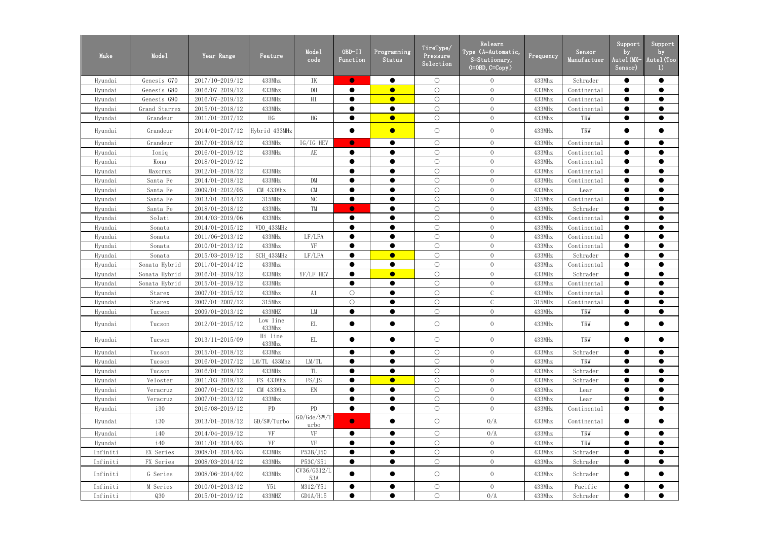| Make | Model | Year Range | Feature | Model code | OBD-II Function | Programming Status | TireType/ Pressure Selection | Relearn Type (A=Automatic, S=Stationary, O=OBD, C=Copy) | Frequency | Sensor Manufactuer | Support by Autel(MX-Sensor) | Support by Autel(Tool) |
|---|---|---|---|---|---|---|---|---|---|---|---|---|
| Hyundai | Genesis G70 | 2017/10-2019/12 | 433Mhz | IK | ● | ● | ○ | O | 433Mhz | Schrader | ● | ● |
| Hyundai | Genesis G80 | 2016/07-2019/12 | 433Mhz | DH | ● | ● | ○ | O | 433Mhz | Continental | ● | ● |
| Hyundai | Genesis G90 | 2016/07-2019/12 | 433MHz | HI | ● | ● | ○ | O | 433Mhz | Continental | ● | ● |
| Hyundai | Grand Starrex | 2015/01-2018/12 | 433MHz | | ● | ● | ○ | O | 433MHz | Continental | ● | ● |
| Hyundai | Grandeur | 2011/01-2017/12 | HG | HG | ● | ● | ○ | O | 433Mhz | TRW | ● | ● |
| Hyundai | Grandeur | 2014/01-2017/12 | Hybrid 433MHz | | ● | ● | ○ | O | 433Mhz | TRW | ● | ● |
| Hyundai | Grandeur | 2017/01-2018/12 | 433MHz | IG/IG HEV | ● | ● | ○ | O | 433MHz | Continental | ● | ● |
| Hyundai | Ioniq | 2016/01-2019/12 | 433MHz | AE | ● | ● | ○ | O | 433Mhz | Continental | ● | ● |
| Hyundai | Kona | 2018/01-2019/12 | | | ● | ● | ○ | O | 433MHz | Continental | ● | ● |
| Hyundai | Maxcruz | 2012/01-2018/12 | 433MHz | | ● | ● | ○ | O | 433Mhz | Continental | ● | ● |
| Hyundai | Santa Fe | 2014/01-2018/12 | 433MHz | DM | ● | ● | ○ | O | 433MHz | Continental | ● | ● |
| Hyundai | Santa Fe | 2009/01-2012/05 | CM 433Mhz | CM | ● | ● | ○ | O | 433Mhz | Lear | ● | ● |
| Hyundai | Santa Fe | 2013/01-2014/12 | 315MHz | NC | ● | ● | ○ | O | 315Mhz | Continental | ● | ● |
| Hyundai | Santa Fe | 2018/01-2018/12 | 433MHz | TM | ● | ● | ○ | O | 433MHz | Schrader | ● | ● |
| Hyundai | Solati | 2014/03-2019/06 | 433MHz | | ● | ● | ○ | O | 433MHz | Continental | ● | ● |
| Hyundai | Sonata | 2014/01-2015/12 | VDO_433MHz | | ● | ● | ○ | O | 433MHz | Continental | ● | ● |
| Hyundai | Sonata | 2011/06-2013/12 | 433MHz | LF/LFA | ● | ● | ○ | O | 433MHz | Continental | ● | ● |
| Hyundai | Sonata | 2010/01-2013/12 | 433Mhz | YF | ● | ● | ○ | O | 433Mhz | Continental | ● | ● |
| Hyundai | Sonata | 2015/03-2019/12 | SCH_433MHz | LF/LFA | ● | ● | ○ | O | 433MHz | Schrader | ● | ● |
| Hyundai | Sonata Hybrid | 2011/01-2014/12 | 433Mhz | | ● | ● | ○ | O | 433Mhz | Continental | ● | ● |
| Hyundai | Sonata Hybrid | 2016/01-2019/12 | 433MHz | YF/LF HEV | ● | ● | ○ | O | 433MHz | Schrader | ● | ● |
| Hyundai | Sonata Hybrid | 2015/01-2019/12 | 433MHz | | ● | ● | ○ | O | 433MHz | Continental | ● | ● |
| Hyundai | Starex | 2007/01-2015/12 | 433Mhz | A1 | ○ | ● | ○ | C | 433MHz | Continental | ● | ● |
| Hyundai | Starex | 2007/01-2007/12 | 315Mhz | | ○ | ● | ○ | C | 315MHz | Continental | ● | ● |
| Hyundai | Tucson | 2009/01-2013/12 | 433MHZ | LM | ● | ● | ○ | O | 433MHz | TRW | ● | ● |
| Hyundai | Tucson | 2012/01-2015/12 | Low line 433Mhz | EL | ● | ● | ○ | O | 433MHz | TRW | ● | ● |
| Hyundai | Tucson | 2013/11-2015/09 | Hi line 433Mhz | EL | ● | ● | ○ | O | 433MHz | TRW | ● | ● |
| Hyundai | Tucson | 2015/01-2018/12 | 433Mhz | | ● | ● | ○ | O | 433Mhz | Schrader | ● | ● |
| Hyundai | Tucson | 2016/01-2017/12 | LM/TL 433Mhz | LM/TL | ● | ● | ○ | O | 433Mhz | TRW | ● | ● |
| Hyundai | Tucson | 2016/01-2019/12 | 433MHz | TL | ● | ● | ○ | O | 433Mhz | Schrader | ● | ● |
| Hyundai | Veloster | 2011/03-2018/12 | FS 433Mhz | FS/JS | ● | ● | ○ | O | 433Mhz | Schrader | ● | ● |
| Hyundai | Veracruz | 2007/01-2012/12 | CM 433Mhz | EN | ● | ● | ○ | O | 433Mhz | Lear | ● | ● |
| Hyundai | Veracruz | 2007/01-2013/12 | 433Mhz | | ● | ● | ○ | O | 433Mhz | Lear | ● | ● |
| Hyundai | i30 | 2016/08-2019/12 | PD | PD | ● | ● | ○ | O | 433MHz | Continental | ● | ● |
| Hyundai | i30 | 2013/01-2018/12 | GD/SW/Turbo | GD/Gde/SW/Turbo | ● | ● | ○ | O/A | 433Mhz | Continental | ● | ● |
| Hyundai | i40 | 2014/04-2019/12 | VF | VF | ● | ● | ○ | O/A | 433Mhz | TRW | ● | ● |
| Hyundai | i40 | 2011/01-2014/03 | VF | VF | ● | ● | ○ | O | 433Mhz | TRW | ● | ● |
| Infiniti | EX Series | 2008/01-2014/03 | 433MHz | P53B/J50 | ● | ● | ○ | O | 433Mhz | Schrader | ● | ● |
| Infiniti | FX Series | 2008/03-2014/12 | 433MHz | P53C/S51 | ● | ● | ○ | O | 433Mhz | Schrader | ● | ● |
| Infiniti | G Series | 2008/06-2014/02 | 433MHz | CV36/G312/L53A | ● | ● | ○ | O | 433Mhz | Schrader | ● | ● |
| Infiniti | M Series | 2010/01-2013/12 | Y51 | M312/Y51 | ● | ● | ○ | O | 433Mhz | Pacific | ● | ● |
| Infiniti | Q30 | 2015/01-2019/12 | 433MHZ | GD1A/H15 | ● | ● | ○ | O/A | 433Mhz | Schrader | ● | ● |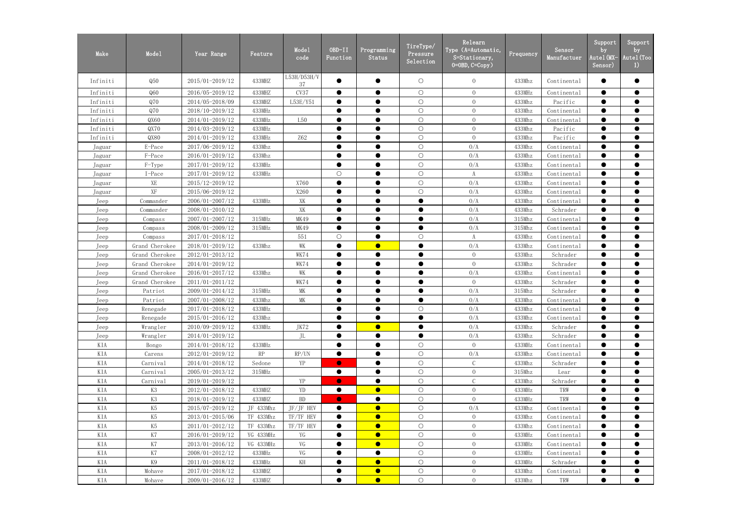| Make | Model | Year Range | Feature | Model code | OBD-II Function | Programming Status | TireType/ Pressure Selection | Relearn Type (A=Automatic, S=Stationary, O=OBD, C=Copy) | Frequency | Sensor Manufactuer | Support by Autel(MX-Sensor) | Support by Autel(Tool) |
|---|---|---|---|---|---|---|---|---|---|---|---|---|
| Infiniti | Q50 | 2015/01-2019/12 | 433MHZ | L53H/D53H/V37 | ● | ● | ○ | O | 433Mhz | Continental | ● | ● |
| Infiniti | Q60 | 2016/05-2019/12 | 433MHZ | CV37 | ● | ● | ○ | O | 433MHz | Continental | ● | ● |
| Infiniti | Q70 | 2014/05-2018/09 | 433MHZ | L53E/Y51 | ● | ● | ○ | O | 433Mhz | Pacific | ● | ● |
| Infiniti | Q70 | 2018/10-2019/12 | 433MHz | | ● | ● | ○ | O | 433Mhz | Continental | ● | ● |
| Infiniti | QX60 | 2014/01-2019/12 | 433MHz | L50 | ● | ● | ○ | O | 433Mhz | Continental | ● | ● |
| Infiniti | QX70 | 2014/03-2019/12 | 433MHz | | ● | ● | ○ | O | 433Mhz | Pacific | ● | ● |
| Infiniti | QX80 | 2014/01-2019/12 | 433MHz | Z62 | ● | ● | ○ | O | 433Mhz | Pacific | ● | ● |
| Jaguar | E-Pace | 2017/06-2019/12 | 433Mhz | | ● | ● | ○ | O/A | 433Mhz | Continental | ● | ● |
| Jaguar | F-Pace | 2016/01-2019/12 | 433Mhz | | ● | ● | ○ | O/A | 433Mhz | Continental | ● | ● |
| Jaguar | F-Type | 2017/01-2019/12 | 433MHz | | ● | ● | ○ | O/A | 433Mhz | Continental | ● | ● |
| Jaguar | I-Pace | 2017/01-2019/12 | 433MHz | | ○ | ● | ○ | A | 433Mhz | Continental | ● | ● |
| Jaguar | XE | 2015/12-2019/12 | | X760 | ● | ● | ○ | O/A | 433Mhz | Continental | ● | ● |
| Jaguar | XF | 2015/06-2019/12 | | X260 | ● | ● | ○ | O/A | 433Mhz | Continental | ● | ● |
| Jeep | Commander | 2006/01-2007/12 | 433MHz | XK | ● | ● | ● | O/A | 433Mhz | Continental | ● | ● |
| Jeep | Commander | 2008/01-2010/12 | | XK | ● | ● | ● | O/A | 433Mhz | Schrader | ● | ● |
| Jeep | Compass | 2007/01-2007/12 | 315MHz | MK49 | ● | ● | ● | O/A | 315Mhz | Continental | ● | ● |
| Jeep | Compass | 2008/01-2009/12 | 315MHz | MK49 | ● | ● | ● | O/A | 315Mhz | Continental | ● | ● |
| Jeep | Compass | 2017/01-2018/12 | | 551 | ○ | ● | ○ | A | 433Mhz | Continental | ● | ● |
| Jeep | Grand Cherokee | 2018/01-2019/12 | 433Mhz | WK | ● | ● | ● | O/A | 433Mhz | Continental | ● | ● |
| Jeep | Grand Cherokee | 2012/01-2013/12 | | WK74 | ● | ● | ● | O | 433Mhz | Schrader | ● | ● |
| Jeep | Grand Cherokee | 2014/01-2019/12 | | WK74 | ● | ● | ● | O | 433Mhz | Schrader | ● | ● |
| Jeep | Grand Cherokee | 2016/01-2017/12 | 433Mhz | WK | ● | ● | ● | O/A | 433Mhz | Continental | ● | ● |
| Jeep | Grand Cherokee | 2011/01-2011/12 | | WK74 | ● | ● | ● | O | 433Mhz | Schrader | ● | ● |
| Jeep | Patriot | 2009/01-2014/12 | 315MHz | MK | ● | ● | ● | O/A | 315Mhz | Schrader | ● | ● |
| Jeep | Patriot | 2007/01-2008/12 | 433Mhz | MK | ● | ● | ● | O/A | 433Mhz | Continental | ● | ● |
| Jeep | Renegade | 2017/01-2018/12 | 433MHz | | ● | ● | ○ | O/A | 433Mhz | Continental | ● | ● |
| Jeep | Renegade | 2015/01-2016/12 | 433Mhz | | ● | ● | ● | O/A | 433Mhz | Continental | ● | ● |
| Jeep | Wrangler | 2010/09-2019/12 | 433MHz | JK72 | ● | ● | ● | O/A | 433Mhz | Schrader | ● | ● |
| Jeep | Wrangler | 2014/01-2019/12 | | JL | ● | ● | ● | O/A | 433Mhz | Schrader | ● | ● |
| KIA | Bongo | 2014/01-2019/12 | 433MHz | | ● | ● | ○ | O | 433MHz | Continental | ● | ● |
| KIA | Carens | 2012/01-2019/12 | RP | RP/UN | ● | ● | ○ | O/A | 433Mhz | Continental | ● | ● |
| KIA | Carnival | 2014/01-2018/12 | Sedone | YP | ● | ● | ○ | C | 433Mhz | Schrader | ● | ● |
| KIA | Carnival | 2005/01-2013/12 | 315MHz | | ● | ● | ○ | O | 315Mhz | Lear | ● | ● |
| KIA | Carnival | 2019/01-2019/12 | | YP | ● | ● | ○ | C | 433Mhz | Schrader | ● | ● |
| KIA | K3 | 2012/01-2018/12 | 433MHZ | YD | ● | ● | ○ | O | 433MHz | TRW | ● | ● |
| KIA | K3 | 2018/01-2019/12 | 433MHZ | BD | ● | ● | ○ | O | 433MHz | TRW | ● | ● |
| KIA | K5 | 2015/07-2019/12 | JF 433Mhz | JF/JF HEV | ● | ● | ○ | O/A | 433Mhz | Continental | ● | ● |
| KIA | K5 | 2013/01-2015/06 | TF 433Mhz | TF/TF HEV | ● | ● | ○ | O | 433Mhz | Continental | ● | ● |
| KIA | K5 | 2011/01-2012/12 | TF 433Mhz | TF/TF HEV | ● | ● | ○ | O | 433Mhz | Continental | ● | ● |
| KIA | K7 | 2016/01-2019/12 | YG 433MHz | YG | ● | ● | ○ | O | 433MHz | Continental | ● | ● |
| KIA | K7 | 2013/01-2016/12 | VG 433MHz | VG | ● | ● | ○ | O | 433MHz | Continental | ● | ● |
| KIA | K7 | 2008/01-2012/12 | 433MHz | VG | ● | ● | ○ | O | 433MHz | Continental | ● | ● |
| KIA | K9 | 2011/01-2018/12 | 433MHz | KH | ● | ● | ○ | O | 433MHz | Schrader | ● | ● |
| KIA | Mohave | 2017/01-2018/12 | 433MHZ | | ● | ● | ○ | O | 433MHz | Continental | ● | ● |
| KIA | Mohave | 2009/01-2016/12 | 433MHZ | | ● | ● | ○ | O | 433Mhz | TRW | ● | ● |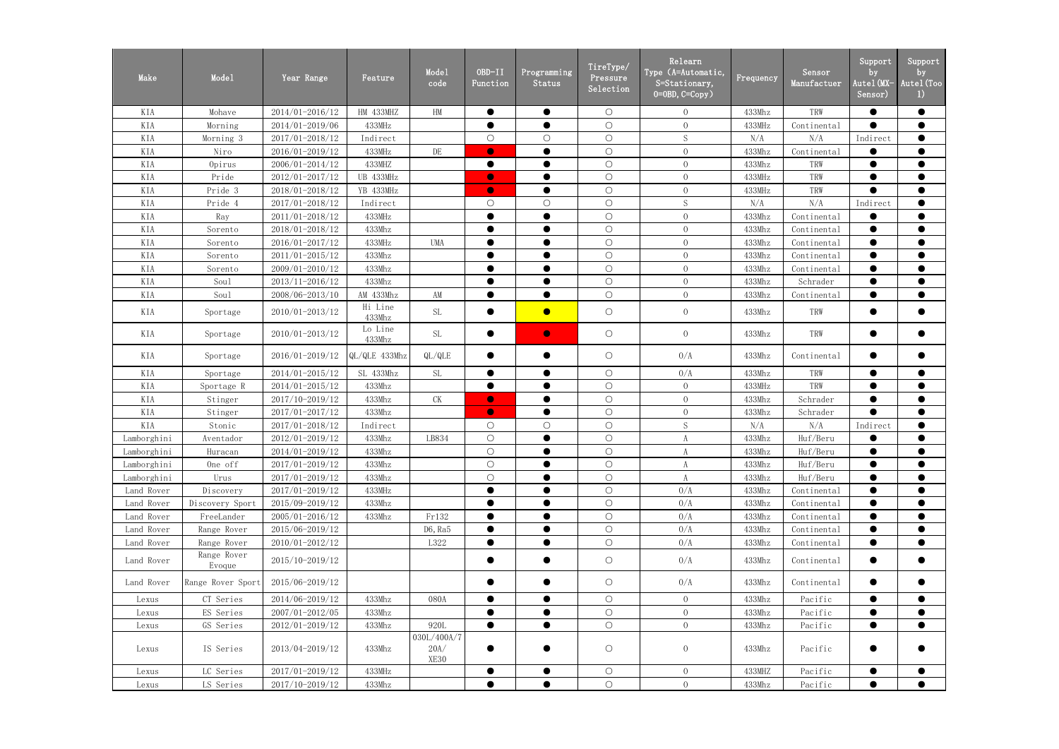| Make | Model | Year Range | Feature | Model code | OBD-II Function | Programming Status | TireType/ Pressure Selection | Relearn Type (A=Automatic, S=Stationary, O=OBD, C=Copy) | Frequency | Sensor Manufactuer | Support by Autel(MX-Sensor) | Support by Autel(Tool) |
|---|---|---|---|---|---|---|---|---|---|---|---|---|
| KIA | Mohave | 2014/01-2016/12 | HM 433MHZ | HM | ● | ● | ○ | O | 433Mhz | TRW | ● | ● |
| KIA | Morning | 2014/01-2019/06 | 433MHz | | ● | ● | ○ | O | 433MHz | Continental | ● | ● |
| KIA | Morning 3 | 2017/01-2018/12 | Indirect | | ○ | ○ | ○ | S | N/A | N/A | Indirect | ● |
| KIA | Niro | 2016/01-2019/12 | 433MHz | DE | ● | ● | ○ | O | 433Mhz | Continental | ● | ● |
| KIA | Opirus | 2006/01-2014/12 | 433MHZ | | ● | ● | ○ | O | 433Mhz | TRW | ● | ● |
| KIA | Pride | 2012/01-2017/12 | UB 433MHz | | ● | ● | ○ | O | 433MHz | TRW | ● | ● |
| KIA | Pride 3 | 2018/01-2018/12 | YB 433MHz | | ● | ● | ○ | O | 433Mhz | TRW | ● | ● |
| KIA | Pride 4 | 2017/01-2018/12 | Indirect | | ○ | ○ | ○ | S | N/A | N/A | Indirect | ● |
| KIA | Ray | 2011/01-2018/12 | 433MHz | | ● | ● | ○ | O | 433Mhz | Continental | ● | ● |
| KIA | Sorento | 2018/01-2018/12 | 433Mhz | | ● | ● | ○ | O | 433Mhz | Continental | ● | ● |
| KIA | Sorento | 2016/01-2017/12 | 433MHz | UMA | ● | ● | ○ | O | 433Mhz | Continental | ● | ● |
| KIA | Sorento | 2011/01-2015/12 | 433Mhz | | ● | ● | ○ | O | 433Mhz | Continental | ● | ● |
| KIA | Sorento | 2009/01-2010/12 | 433Mhz | | ● | ● | ○ | O | 433Mhz | Continental | ● | ● |
| KIA | Soul | 2013/11-2016/12 | 433Mhz | | ● | ● | ○ | O | 433Mhz | Schrader | ● | ● |
| KIA | Soul | 2008/06-2013/10 | AM 433Mhz | AM | ● | ● | ○ | O | 433Mhz | Continental | ● | ● |
| KIA | Sportage | 2010/01-2013/12 | Hi Line 433Mhz | SL | ● | ● | ○ | O | 433Mhz | TRW | ● | ● |
| KIA | Sportage | 2010/01-2013/12 | Lo Line 433Mhz | SL | ● | ● | ○ | O | 433Mhz | TRW | ● | ● |
| KIA | Sportage | 2016/01-2019/12 | QL/QLE 433Mhz | QL/QLE | ● | ● | ○ | O/A | 433Mhz | Continental | ● | ● |
| KIA | Sportage | 2014/01-2015/12 | SL 433Mhz | SL | ● | ● | ○ | O/A | 433Mhz | TRW | ● | ● |
| KIA | Sportage R | 2014/01-2015/12 | 433Mhz | | ● | ● | ○ | O | 433MHz | TRW | ● | ● |
| KIA | Stinger | 2017/10-2019/12 | 433Mhz | CK | ● | ● | ○ | O | 433Mhz | Schrader | ● | ● |
| KIA | Stinger | 2017/01-2017/12 | 433Mhz | | ● | ● | ○ | O | 433Mhz | Schrader | ● | ● |
| KIA | Stonic | 2017/01-2018/12 | Indirect | | ○ | ○ | ○ | S | N/A | N/A | Indirect | ● |
| Lamborghini | Aventador | 2012/01-2019/12 | 433Mhz | LB834 | ○ | ● | ○ | A | 433Mhz | Huf/Beru | ● | ● |
| Lamborghini | Huracan | 2014/01-2019/12 | 433Mhz | | ○ | ● | ○ | A | 433Mhz | Huf/Beru | ● | ● |
| Lamborghini | One off | 2017/01-2019/12 | 433Mhz | | ○ | ● | ○ | A | 433Mhz | Huf/Beru | ● | ● |
| Lamborghini | Urus | 2017/01-2019/12 | 433Mhz | | ○ | ● | ○ | A | 433Mhz | Huf/Beru | ● | ● |
| Land Rover | Discovery | 2017/01-2019/12 | 433Mhz | | ● | ● | ○ | O/A | 433Mhz | Continental | ● | ● |
| Land Rover | Discovery Sport | 2015/09-2019/12 | 433Mhz | | ● | ● | ○ | O/A | 433Mhz | Continental | ● | ● |
| Land Rover | FreeLander | 2005/01-2016/12 | 433Mhz | Fr132 | ● | ● | ○ | O/A | 433Mhz | Continental | ● | ● |
| Land Rover | Range Rover | 2015/06-2019/12 | | D6,Ra5 | ● | ● | ○ | O/A | 433Mhz | Continental | ● | ● |
| Land Rover | Range Rover | 2010/01-2012/12 | | L322 | ● | ● | ○ | O/A | 433Mhz | Continental | ● | ● |
| Land Rover | Range Rover Evoque | 2015/10-2019/12 | | | ● | ● | ○ | O/A | 433Mhz | Continental | ● | ● |
| Land Rover | Range Rover Sport | 2015/06-2019/12 | | | ● | ● | ○ | O/A | 433Mhz | Continental | ● | ● |
| Lexus | CT Series | 2014/06-2019/12 | 433Mhz | 080A | ● | ● | ○ | O | 433Mhz | Pacific | ● | ● |
| Lexus | ES Series | 2007/01-2012/05 | 433Mhz | | ● | ● | ○ | O | 433Mhz | Pacific | ● | ● |
| Lexus | GS Series | 2012/01-2019/12 | 433Mhz | 920L | ● | ● | ○ | O | 433Mhz | Pacific | ● | ● |
| Lexus | IS Series | 2013/04-2019/12 | 433Mhz | 030L/400A/720A/XE30 | ● | ● | ○ | O | 433Mhz | Pacific | ● | ● |
| Lexus | LC Series | 2017/01-2019/12 | 433MHz | | ● | ● | ○ | O | 433MHZ | Pacific | ● | ● |
| Lexus | LS Series | 2017/10-2019/12 | 433Mhz | | ● | ● | ○ | O | 433Mhz | Pacific | ● | ● |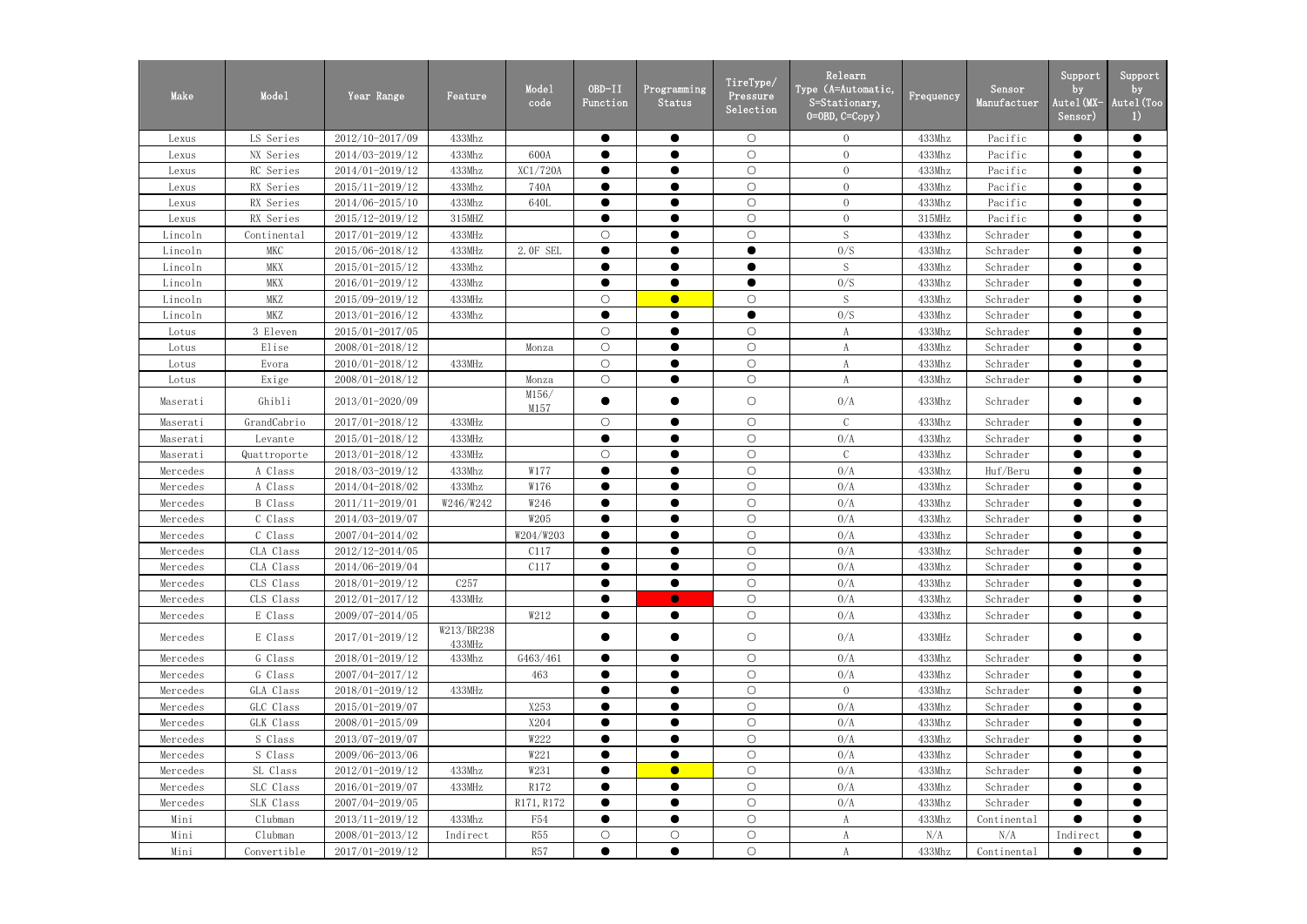| Make | Model | Year Range | Feature | Model code | OBD-II Function | Programming Status | TireType/ Pressure Selection | Relearn Type (A=Automatic, S=Stationary, O=OBD, C=Copy) | Frequency | Sensor Manufactuer | Support by Autel(MX-Sensor) | Support by Autel(Tool) |
|---|---|---|---|---|---|---|---|---|---|---|---|---|
| Lexus | LS Series | 2012/10-2017/09 | 433Mhz | | ● | ● | ○ | O | 433Mhz | Pacific | ● | ● |
| Lexus | NX Series | 2014/03-2019/12 | 433Mhz | 600A | ● | ● | ○ | O | 433Mhz | Pacific | ● | ● |
| Lexus | RC Series | 2014/01-2019/12 | 433Mhz | XC1/720A | ● | ● | ○ | O | 433Mhz | Pacific | ● | ● |
| Lexus | RX Series | 2015/11-2019/12 | 433Mhz | 740A | ● | ● | ○ | O | 433Mhz | Pacific | ● | ● |
| Lexus | RX Series | 2014/06-2015/10 | 433Mhz | 640L | ● | ● | ○ | O | 433Mhz | Pacific | ● | ● |
| Lexus | RX Series | 2015/12-2019/12 | 315MHZ | | ● | ● | ○ | O | 315MHz | Pacific | ● | ● |
| Lincoln | Continental | 2017/01-2019/12 | 433MHz | | ○ | ● | ○ | S | 433Mhz | Schrader | ● | ● |
| Lincoln | MKC | 2015/06-2018/12 | 433MHz | 2.0F SEL | ● | ● | ● | O/S | 433Mhz | Schrader | ● | ● |
| Lincoln | MKX | 2015/01-2015/12 | 433Mhz | | ● | ● | ● | S | 433Mhz | Schrader | ● | ● |
| Lincoln | MKX | 2016/01-2019/12 | 433Mhz | | ● | ● | ● | O/S | 433Mhz | Schrader | ● | ● |
| Lincoln | MKZ | 2015/09-2019/12 | 433MHz | | ○ | ● | ○ | S | 433Mhz | Schrader | ● | ● |
| Lincoln | MKZ | 2013/01-2016/12 | 433Mhz | | ● | ● | ● | O/S | 433Mhz | Schrader | ● | ● |
| Lotus | 3 Eleven | 2015/01-2017/05 | | | ○ | ● | ○ | A | 433Mhz | Schrader | ● | ● |
| Lotus | Elise | 2008/01-2018/12 | | Monza | ○ | ● | ○ | A | 433Mhz | Schrader | ● | ● |
| Lotus | Evora | 2010/01-2018/12 | 433MHz | | ○ | ● | ○ | A | 433Mhz | Schrader | ● | ● |
| Lotus | Exige | 2008/01-2018/12 | | Monza | ○ | ● | ○ | A | 433Mhz | Schrader | ● | ● |
| Maserati | Ghibli | 2013/01-2020/09 | | M156/ M157 | ● | ● | ○ | O/A | 433Mhz | Schrader | ● | ● |
| Maserati | GrandCabrio | 2017/01-2018/12 | 433MHz | | ○ | ● | ○ | C | 433Mhz | Schrader | ● | ● |
| Maserati | Levante | 2015/01-2018/12 | 433MHz | | ● | ● | ○ | O/A | 433Mhz | Schrader | ● | ● |
| Maserati | Quattroporte | 2013/01-2018/12 | 433MHz | | ○ | ● | ○ | C | 433Mhz | Schrader | ● | ● |
| Mercedes | A Class | 2018/03-2019/12 | 433Mhz | W177 | ● | ● | ○ | O/A | 433Mhz | Huf/Beru | ● | ● |
| Mercedes | A Class | 2014/04-2018/02 | 433Mhz | W176 | ● | ● | ○ | O/A | 433Mhz | Schrader | ● | ● |
| Mercedes | B Class | 2011/11-2019/01 | W246/W242 | W246 | ● | ● | ○ | O/A | 433Mhz | Schrader | ● | ● |
| Mercedes | C Class | 2014/03-2019/07 | | W205 | ● | ● | ○ | O/A | 433Mhz | Schrader | ● | ● |
| Mercedes | C Class | 2007/04-2014/02 | | W204/W203 | ● | ● | ○ | O/A | 433Mhz | Schrader | ● | ● |
| Mercedes | CLA Class | 2012/12-2014/05 | | C117 | ● | ● | ○ | O/A | 433Mhz | Schrader | ● | ● |
| Mercedes | CLA Class | 2014/06-2019/04 | | C117 | ● | ● | ○ | O/A | 433Mhz | Schrader | ● | ● |
| Mercedes | CLS Class | 2018/01-2019/12 | C257 | | ● | ● | ○ | O/A | 433Mhz | Schrader | ● | ● |
| Mercedes | CLS Class | 2012/01-2017/12 | 433MHz | | ● | ● | ○ | O/A | 433Mhz | Schrader | ● | ● |
| Mercedes | E Class | 2009/07-2014/05 | | W212 | ● | ● | ○ | O/A | 433Mhz | Schrader | ● | ● |
| Mercedes | E Class | 2017/01-2019/12 | W213/BR238 433MHz | | ● | ● | ○ | O/A | 433MHz | Schrader | ● | ● |
| Mercedes | G Class | 2018/01-2019/12 | 433Mhz | G463/461 | ● | ● | ○ | O/A | 433Mhz | Schrader | ● | ● |
| Mercedes | G Class | 2007/04-2017/12 | | 463 | ● | ● | ○ | O/A | 433Mhz | Schrader | ● | ● |
| Mercedes | GLA Class | 2018/01-2019/12 | 433MHz | | ● | ● | ○ | O | 433Mhz | Schrader | ● | ● |
| Mercedes | GLC Class | 2015/01-2019/07 | | X253 | ● | ● | ○ | O/A | 433Mhz | Schrader | ● | ● |
| Mercedes | GLK Class | 2008/01-2015/09 | | X204 | ● | ● | ○ | O/A | 433Mhz | Schrader | ● | ● |
| Mercedes | S Class | 2013/07-2019/07 | | W222 | ● | ● | ○ | O/A | 433Mhz | Schrader | ● | ● |
| Mercedes | S Class | 2009/06-2013/06 | | W221 | ● | ● | ○ | O/A | 433Mhz | Schrader | ● | ● |
| Mercedes | SL Class | 2012/01-2019/12 | 433Mhz | W231 | ● | ● | ○ | O/A | 433Mhz | Schrader | ● | ● |
| Mercedes | SLC Class | 2016/01-2019/07 | 433MHz | R172 | ● | ● | ○ | O/A | 433Mhz | Schrader | ● | ● |
| Mercedes | SLK Class | 2007/04-2019/05 | | R171,R172 | ● | ● | ○ | O/A | 433Mhz | Schrader | ● | ● |
| Mini | Clubman | 2013/11-2019/12 | 433Mhz | F54 | ● | ● | ○ | A | 433Mhz | Continental | ● | ● |
| Mini | Clubman | 2008/01-2013/12 | Indirect | R55 | ○ | ○ | ○ | A | N/A | N/A | Indirect | ● |
| Mini | Convertible | 2017/01-2019/12 | | R57 | ● | ● | ○ | A | 433Mhz | Continental | ● | ● |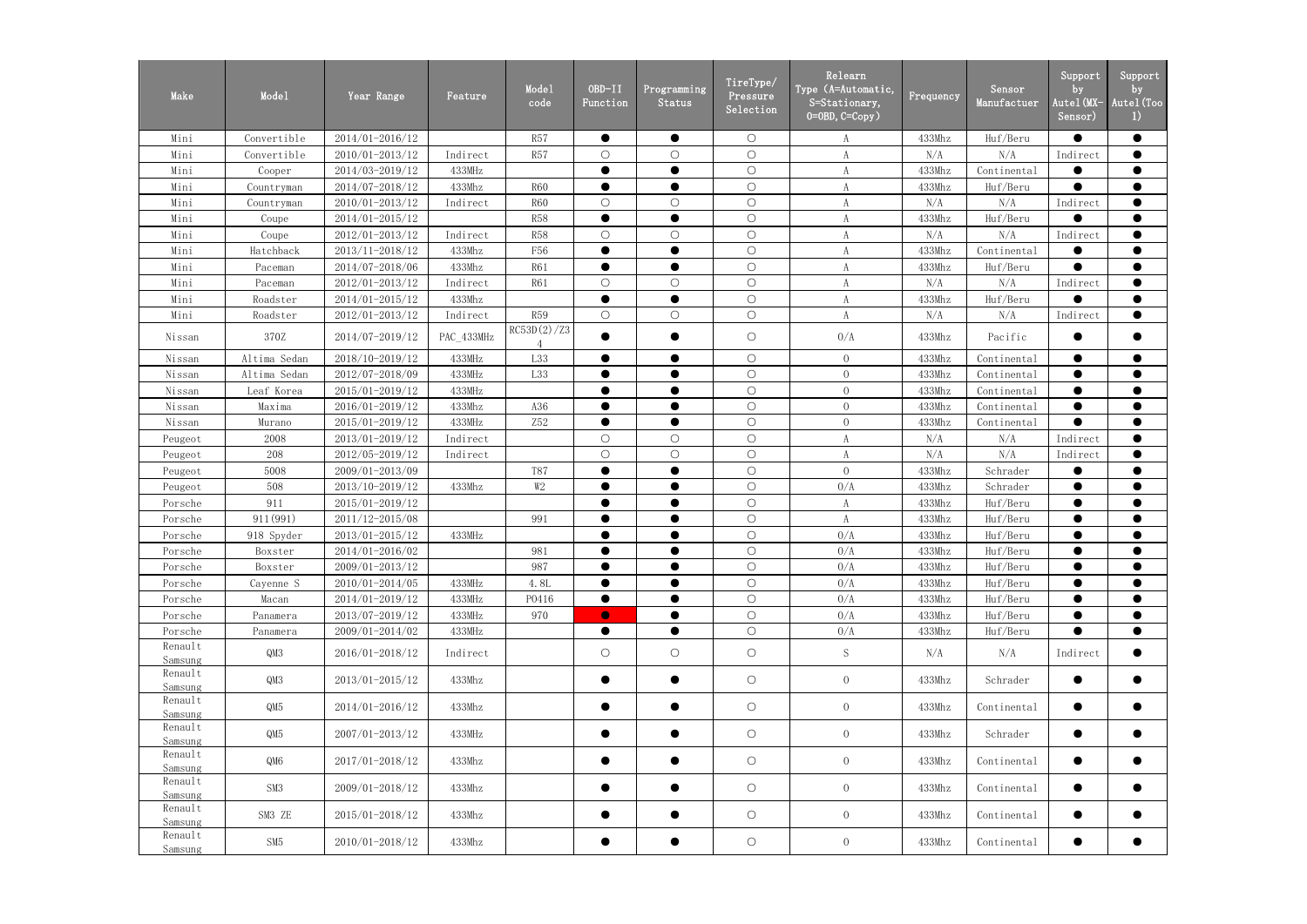| Make | Model | Year Range | Feature | Model code | OBD-II Function | Programming Status | TireType/ Pressure Selection | Relearn Type (A=Automatic, S=Stationary, O=OBD, C=Copy) | Frequency | Sensor Manufactuer | Support by Autel(MX-Sensor) | Support by Autel(Tool) |
|---|---|---|---|---|---|---|---|---|---|---|---|---|
| Mini | Convertible | 2014/01-2016/12 | | R57 | ● | ● | ○ | A | 433Mhz | Huf/Beru | ● | ● |
| Mini | Convertible | 2010/01-2013/12 | Indirect | R57 | ○ | ○ | ○ | A | N/A | N/A | Indirect | ● |
| Mini | Cooper | 2014/03-2019/12 | 433MHz | | ● | ● | ○ | A | 433Mhz | Continental | ● | ● |
| Mini | Countryman | 2014/07-2018/12 | 433Mhz | R60 | ● | ● | ○ | A | 433Mhz | Huf/Beru | ● | ● |
| Mini | Countryman | 2010/01-2013/12 | Indirect | R60 | ○ | ○ | ○ | A | N/A | N/A | Indirect | ● |
| Mini | Coupe | 2014/01-2015/12 | | R58 | ● | ● | ○ | A | 433Mhz | Huf/Beru | ● | ● |
| Mini | Coupe | 2012/01-2013/12 | Indirect | R58 | ○ | ○ | ○ | A | N/A | N/A | Indirect | ● |
| Mini | Hatchback | 2013/11-2018/12 | 433Mhz | F56 | ● | ● | ○ | A | 433Mhz | Continental | ● | ● |
| Mini | Paceman | 2014/07-2018/06 | 433Mhz | R61 | ● | ● | ○ | A | 433Mhz | Huf/Beru | ● | ● |
| Mini | Paceman | 2012/01-2013/12 | Indirect | R61 | ○ | ○ | ○ | A | N/A | N/A | Indirect | ● |
| Mini | Roadster | 2014/01-2015/12 | 433Mhz | | ● | ● | ○ | A | 433Mhz | Huf/Beru | ● | ● |
| Mini | Roadster | 2012/01-2013/12 | Indirect | R59 | ○ | ○ | ○ | A | N/A | N/A | Indirect | ● |
| Nissan | 370Z | 2014/07-2019/12 | PAC_433MHz | RC53D(2)/Z34 | ● | ● | ○ | O/A | 433Mhz | Pacific | ● | ● |
| Nissan | Altima Sedan | 2018/10-2019/12 | 433MHz | L33 | ● | ● | ○ | O | 433Mhz | Continental | ● | ● |
| Nissan | Altima Sedan | 2012/07-2018/09 | 433MHz | L33 | ● | ● | ○ | O | 433Mhz | Continental | ● | ● |
| Nissan | Leaf Korea | 2015/01-2019/12 | 433MHz | | ● | ● | ○ | O | 433Mhz | Continental | ● | ● |
| Nissan | Maxima | 2016/01-2019/12 | 433MHz | A36 | ● | ● | ○ | O | 433Mhz | Continental | ● | ● |
| Nissan | Murano | 2015/01-2019/12 | 433MHz | Z52 | ● | ● | ○ | O | 433Mhz | Continental | ● | ● |
| Peugeot | 2008 | 2013/01-2019/12 | Indirect | | ○ | ○ | ○ | A | N/A | N/A | Indirect | ● |
| Peugeot | 208 | 2012/05-2019/12 | Indirect | | ○ | ○ | ○ | A | N/A | N/A | Indirect | ● |
| Peugeot | 5008 | 2009/01-2013/09 | | T87 | ● | ● | ○ | O | 433Mhz | Schrader | ● | ● |
| Peugeot | 508 | 2013/10-2019/12 | 433Mhz | W2 | ● | ● | ○ | O/A | 433Mhz | Schrader | ● | ● |
| Porsche | 911 | 2015/01-2019/12 | | | ● | ● | ○ | A | 433Mhz | Huf/Beru | ● | ● |
| Porsche | 911(991) | 2011/12-2015/08 | | 991 | ● | ● | ○ | A | 433Mhz | Huf/Beru | ● | ● |
| Porsche | 918 Spyder | 2013/01-2015/12 | 433MHz | | ● | ● | ○ | O/A | 433Mhz | Huf/Beru | ● | ● |
| Porsche | Boxster | 2014/01-2016/02 | | 981 | ● | ● | ○ | O/A | 433Mhz | Huf/Beru | ● | ● |
| Porsche | Boxster | 2009/01-2013/12 | | 987 | ● | ● | ○ | O/A | 433Mhz | Huf/Beru | ● | ● |
| Porsche | Cayenne S | 2010/01-2014/05 | 433MHz | 4.8L | ● | ● | ○ | O/A | 433Mhz | Huf/Beru | ● | ● |
| Porsche | Macan | 2014/01-2019/12 | 433MHz | PO416 | ● | ● | ○ | O/A | 433Mhz | Huf/Beru | ● | ● |
| Porsche | Panamera | 2013/07-2019/12 | 433MHz | 970 | ● | ● | ○ | O/A | 433Mhz | Huf/Beru | ● | ● |
| Porsche | Panamera | 2009/01-2014/02 | 433MHz | | ● | ● | ○ | O/A | 433Mhz | Huf/Beru | ● | ● |
| Renault Samsung | QM3 | 2016/01-2018/12 | Indirect | | ○ | ○ | ○ | S | N/A | N/A | Indirect | ● |
| Renault Samsung | QM3 | 2013/01-2015/12 | 433Mhz | | ● | ● | ○ | O | 433Mhz | Schrader | ● | ● |
| Renault Samsung | QM5 | 2014/01-2016/12 | 433Mhz | | ● | ● | ○ | O | 433Mhz | Continental | ● | ● |
| Renault Samsung | QM5 | 2007/01-2013/12 | 433MHz | | ● | ● | ○ | O | 433Mhz | Schrader | ● | ● |
| Renault Samsung | QM6 | 2017/01-2018/12 | 433Mhz | | ● | ● | ○ | O | 433Mhz | Continental | ● | ● |
| Renault Samsung | SM3 | 2009/01-2018/12 | 433Mhz | | ● | ● | ○ | O | 433Mhz | Continental | ● | ● |
| Renault Samsung | SM3 ZE | 2015/01-2018/12 | 433Mhz | | ● | ● | ○ | O | 433Mhz | Continental | ● | ● |
| Renault Samsung | SM5 | 2010/01-2018/12 | 433Mhz | | ● | ● | ○ | O | 433Mhz | Continental | ● | ● |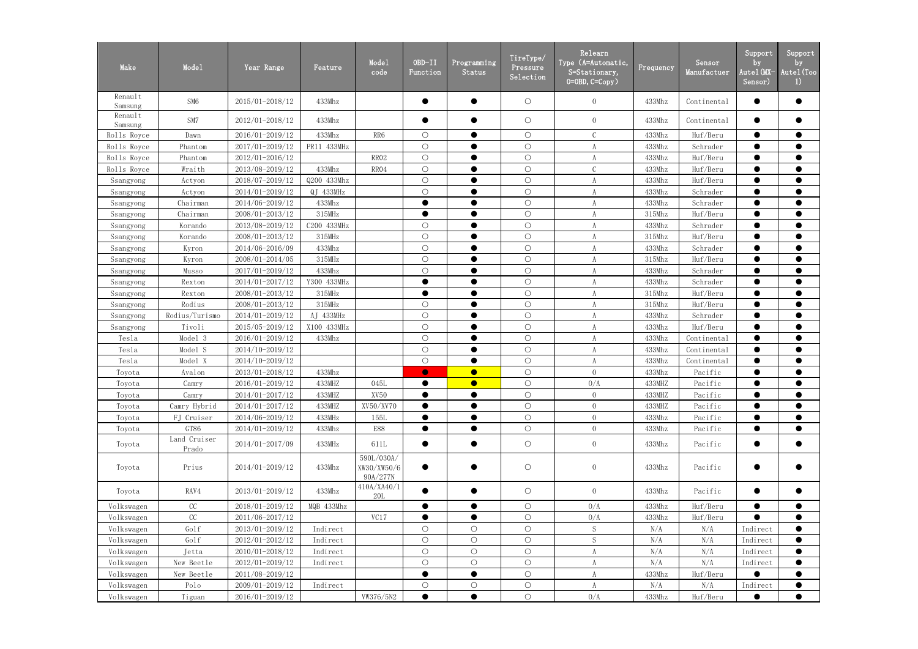| Make | Model | Year Range | Feature | Model code | OBD-II Function | Programming Status | TireType/ Pressure Selection | Relearn Type (A=Automatic, S=Stationary, O=OBD, C=Copy) | Frequency | Sensor Manufactuer | Support by Autel(MX-Sensor) | Support by Autel(Tool) |
|---|---|---|---|---|---|---|---|---|---|---|---|---|
| Renault Samsung | SM6 | 2015/01-2018/12 | 433Mhz | | ● | ● | ○ | O | 433Mhz | Continental | ● | ● |
| Renault Samsung | SM7 | 2012/01-2018/12 | 433Mhz | | ● | ● | ○ | O | 433Mhz | Continental | ● | ● |
| Rolls Royce | Dawn | 2016/01-2019/12 | 433Mhz | RR6 | ○ | ● | ○ | C | 433Mhz | Huf/Beru | ● | ● |
| Rolls Royce | Phantom | 2017/01-2019/12 | PR11 433MHz | | ○ | ● | ○ | A | 433Mhz | Schrader | ● | ● |
| Rolls Royce | Phantom | 2012/01-2016/12 | | RR02 | ○ | ● | ○ | A | 433Mhz | Huf/Beru | ● | ● |
| Rolls Royce | Wraith | 2013/08-2019/12 | 433Mhz | RR04 | ○ | ● | ○ | C | 433Mhz | Huf/Beru | ● | ● |
| Ssangyong | Actyon | 2018/07-2019/12 | Q200 433Mhz | | ○ | ● | ○ | A | 433Mhz | Huf/Beru | ● | ● |
| Ssangyong | Actyon | 2014/01-2019/12 | QJ 433MHz | | ○ | ● | ○ | A | 433Mhz | Schrader | ● | ● |
| Ssangyong | Chairman | 2014/06-2019/12 | 433Mhz | | ● | ● | ○ | A | 433Mhz | Schrader | ● | ● |
| Ssangyong | Chairman | 2008/01-2013/12 | 315MHz | | ● | ● | ○ | A | 315Mhz | Huf/Beru | ● | ● |
| Ssangyong | Korando | 2013/08-2019/12 | C200 433MHz | | ○ | ● | ○ | A | 433Mhz | Schrader | ● | ● |
| Ssangyong | Korando | 2008/01-2013/12 | 315MHz | | ○ | ● | ○ | A | 315Mhz | Huf/Beru | ● | ● |
| Ssangyong | Kyron | 2014/06-2016/09 | 433Mhz | | ○ | ● | ○ | A | 433Mhz | Schrader | ● | ● |
| Ssangyong | Kyron | 2008/01-2014/05 | 315MHz | | ○ | ● | ○ | A | 315Mhz | Huf/Beru | ● | ● |
| Ssangyong | Musso | 2017/01-2019/12 | 433Mhz | | ○ | ● | ○ | A | 433Mhz | Schrader | ● | ● |
| Ssangyong | Rexton | 2014/01-2017/12 | Y300 433MHz | | ● | ● | ○ | A | 433Mhz | Schrader | ● | ● |
| Ssangyong | Rexton | 2008/01-2013/12 | 315MHz | | ● | ● | ○ | A | 315Mhz | Huf/Beru | ● | ● |
| Ssangyong | Rodius | 2008/01-2013/12 | 315MHz | | ○ | ● | ○ | A | 315Mhz | Huf/Beru | ● | ● |
| Ssangyong | Rodius/Turismo | 2014/01-2019/12 | AJ 433MHz | | ○ | ● | ○ | A | 433Mhz | Schrader | ● | ● |
| Ssangyong | Tivoli | 2015/05-2019/12 | X100 433MHz | | ○ | ● | ○ | A | 433Mhz | Huf/Beru | ● | ● |
| Tesla | Model 3 | 2016/01-2019/12 | 433Mhz | | ○ | ● | ○ | A | 433Mhz | Continental | ● | ● |
| Tesla | Model S | 2014/10-2019/12 | | | ○ | ● | ○ | A | 433Mhz | Continental | ● | ● |
| Tesla | Model X | 2014/10-2019/12 | | | ○ | ● | ○ | A | 433Mhz | Continental | ● | ● |
| Toyota | Avalon | 2013/01-2018/12 | 433Mhz | | ● | ● | ○ | O | 433Mhz | Pacific | ● | ● |
| Toyota | Camry | 2016/01-2019/12 | 433MHZ | 045L | ● | ● | ○ | O/A | 433MHZ | Pacific | ● | ● |
| Toyota | Camry | 2014/01-2017/12 | 433MHZ | XV50 | ● | ● | ○ | O | 433MHZ | Pacific | ● | ● |
| Toyota | Camry Hybrid | 2014/01-2017/12 | 433MHZ | XV50/XV70 | ● | ● | ○ | O | 433MHZ | Pacific | ● | ● |
| Toyota | FJ Cruiser | 2014/06-2019/12 | 433MHz | 155L | ● | ● | ○ | O | 433Mhz | Pacific | ● | ● |
| Toyota | GT86 | 2014/01-2019/12 | 433Mhz | E88 | ● | ● | ○ | O | 433Mhz | Pacific | ● | ● |
| Toyota | Land Cruiser Prado | 2014/01-2017/09 | 433MHz | 611L | ● | ● | ○ | O | 433Mhz | Pacific | ● | ● |
| Toyota | Prius | 2014/01-2019/12 | 433Mhz | 590L/030A/ XW30/XW50/6 90A/277N | ● | ● | ○ | O | 433Mhz | Pacific | ● | ● |
| Toyota | RAV4 | 2013/01-2019/12 | 433Mhz | 410A/XA40/1 20L | ● | ● | ○ | O | 433Mhz | Pacific | ● | ● |
| Volkswagen | CC | 2018/01-2019/12 | MQB 433Mhz | | ● | ● | ○ | O/A | 433Mhz | Huf/Beru | ● | ● |
| Volkswagen | CC | 2011/06-2017/12 | | VC17 | ● | ● | ○ | O/A | 433Mhz | Huf/Beru | ● | ● |
| Volkswagen | Golf | 2013/01-2019/12 | Indirect | | ○ | ○ | ○ | S | N/A | N/A | Indirect | ● |
| Volkswagen | Golf | 2012/01-2012/12 | Indirect | | ○ | ○ | ○ | S | N/A | N/A | Indirect | ● |
| Volkswagen | Jetta | 2010/01-2018/12 | Indirect | | ○ | ○ | ○ | A | N/A | N/A | Indirect | ● |
| Volkswagen | New Beetle | 2012/01-2019/12 | Indirect | | ○ | ○ | ○ | A | N/A | N/A | Indirect | ● |
| Volkswagen | New Beetle | 2011/08-2019/12 | | | ● | ● | ○ | A | 433Mhz | Huf/Beru | ● | ● |
| Volkswagen | Polo | 2009/01-2019/12 | Indirect | | ○ | ○ | ○ | A | N/A | N/A | Indirect | ● |
| Volkswagen | Tiguan | 2016/01-2019/12 | | VW376/5N2 | ● | ● | ○ | O/A | 433Mhz | Huf/Beru | ● | ● |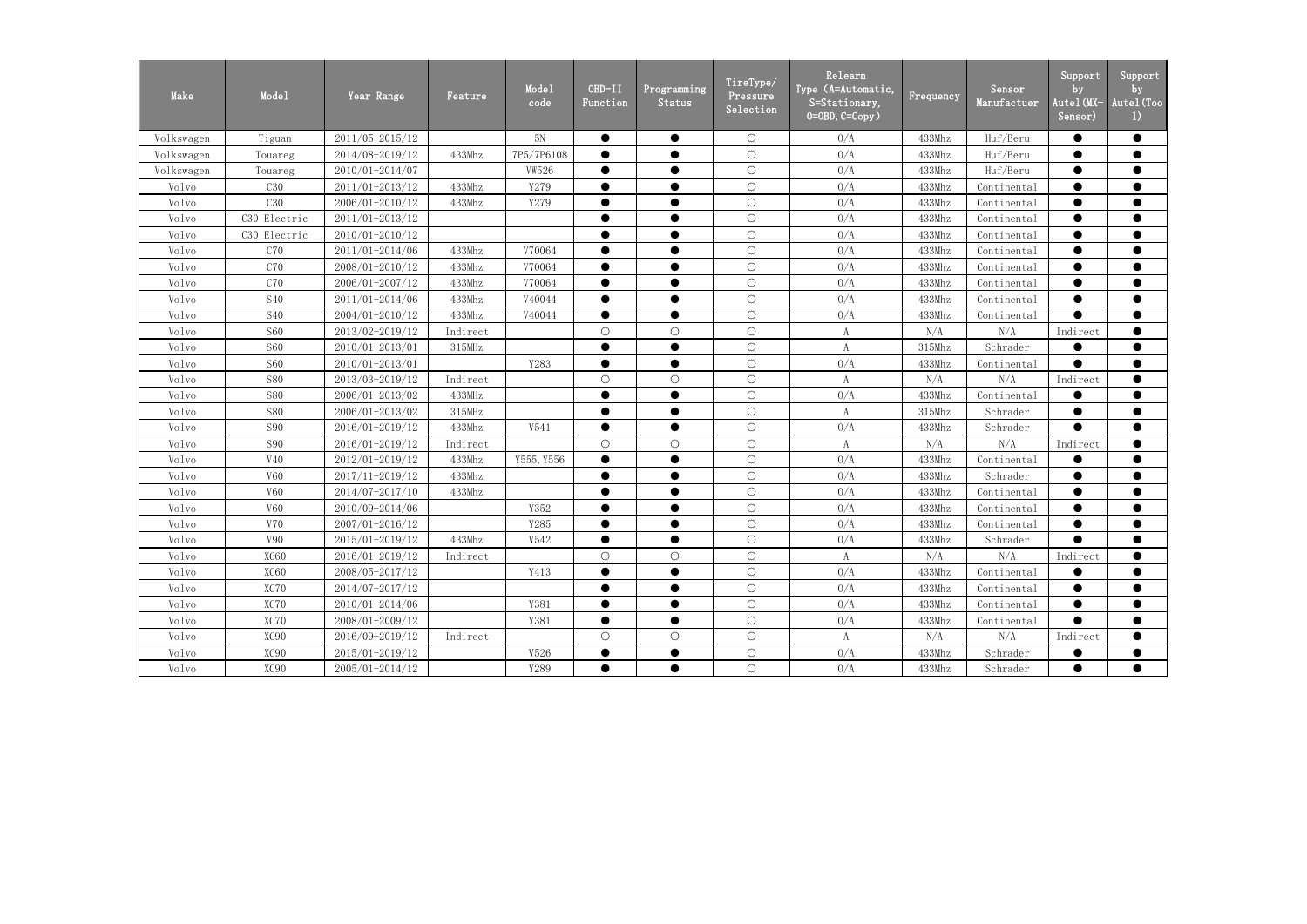| Make | Model | Year Range | Feature | Model code | OBD-II Function | Programming Status | TireType/ Pressure Selection | Relearn Type (A=Automatic, S=Stationary, O=OBD, C=Copy) | Frequency | Sensor Manufactuer | Support by Autel(MX-Sensor) | Support by Autel(Tool) |
|---|---|---|---|---|---|---|---|---|---|---|---|---|
| Volkswagen | Tiguan | 2011/05-2015/12 | | 5N | ● | ● | ○ | O/A | 433Mhz | Huf/Beru | ● | ● |
| Volkswagen | Touareg | 2014/08-2019/12 | 433Mhz | 7P5/7P6108 | ● | ● | ○ | O/A | 433Mhz | Huf/Beru | ● | ● |
| Volkswagen | Touareg | 2010/01-2014/07 | | VW526 | ● | ● | ○ | O/A | 433Mhz | Huf/Beru | ● | ● |
| Volvo | C30 | 2011/01-2013/12 | 433Mhz | Y279 | ● | ● | ○ | O/A | 433Mhz | Continental | ● | ● |
| Volvo | C30 | 2006/01-2010/12 | 433Mhz | Y279 | ● | ● | ○ | O/A | 433Mhz | Continental | ● | ● |
| Volvo | C30 Electric | 2011/01-2013/12 | | | ● | ● | ○ | O/A | 433Mhz | Continental | ● | ● |
| Volvo | C30 Electric | 2010/01-2010/12 | | | ● | ● | ○ | O/A | 433Mhz | Continental | ● | ● |
| Volvo | C70 | 2011/01-2014/06 | 433Mhz | V70064 | ● | ● | ○ | O/A | 433Mhz | Continental | ● | ● |
| Volvo | C70 | 2008/01-2010/12 | 433Mhz | V70064 | ● | ● | ○ | O/A | 433Mhz | Continental | ● | ● |
| Volvo | C70 | 2006/01-2007/12 | 433Mhz | V70064 | ● | ● | ○ | O/A | 433Mhz | Continental | ● | ● |
| Volvo | S40 | 2011/01-2014/06 | 433Mhz | V40044 | ● | ● | ○ | O/A | 433Mhz | Continental | ● | ● |
| Volvo | S40 | 2004/01-2010/12 | 433Mhz | V40044 | ● | ● | ○ | O/A | 433Mhz | Continental | ● | ● |
| Volvo | S60 | 2013/02-2019/12 | Indirect | | ○ | ○ | ○ | A | N/A | N/A | Indirect | ● |
| Volvo | S60 | 2010/01-2013/01 | 315MHz | | ● | ● | ○ | A | 315Mhz | Schrader | ● | ● |
| Volvo | S60 | 2010/01-2013/01 | | Y283 | ● | ● | ○ | O/A | 433Mhz | Continental | ● | ● |
| Volvo | S80 | 2013/03-2019/12 | Indirect | | ○ | ○ | ○ | A | N/A | N/A | Indirect | ● |
| Volvo | S80 | 2006/01-2013/02 | 433MHz | | ● | ● | ○ | O/A | 433Mhz | Continental | ● | ● |
| Volvo | S80 | 2006/01-2013/02 | 315MHz | | ● | ● | ○ | A | 315Mhz | Schrader | ● | ● |
| Volvo | S90 | 2016/01-2019/12 | 433Mhz | V541 | ● | ● | ○ | O/A | 433Mhz | Schrader | ● | ● |
| Volvo | S90 | 2016/01-2019/12 | Indirect | | ○ | ○ | ○ | A | N/A | N/A | Indirect | ● |
| Volvo | V40 | 2012/01-2019/12 | 433Mhz | Y555,Y556 | ● | ● | ○ | O/A | 433Mhz | Continental | ● | ● |
| Volvo | V60 | 2017/11-2019/12 | 433Mhz | | ● | ● | ○ | O/A | 433Mhz | Schrader | ● | ● |
| Volvo | V60 | 2014/07-2017/10 | 433Mhz | | ● | ● | ○ | O/A | 433Mhz | Continental | ● | ● |
| Volvo | V60 | 2010/09-2014/06 | | Y352 | ● | ● | ○ | O/A | 433Mhz | Continental | ● | ● |
| Volvo | V70 | 2007/01-2016/12 | | Y285 | ● | ● | ○ | O/A | 433Mhz | Continental | ● | ● |
| Volvo | V90 | 2015/01-2019/12 | 433Mhz | V542 | ● | ● | ○ | O/A | 433Mhz | Schrader | ● | ● |
| Volvo | XC60 | 2016/01-2019/12 | Indirect | | ○ | ○ | ○ | A | N/A | N/A | Indirect | ● |
| Volvo | XC60 | 2008/05-2017/12 | | Y413 | ● | ● | ○ | O/A | 433Mhz | Continental | ● | ● |
| Volvo | XC70 | 2014/07-2017/12 | | | ● | ● | ○ | O/A | 433Mhz | Continental | ● | ● |
| Volvo | XC70 | 2010/01-2014/06 | | Y381 | ● | ● | ○ | O/A | 433Mhz | Continental | ● | ● |
| Volvo | XC70 | 2008/01-2009/12 | | Y381 | ● | ● | ○ | O/A | 433Mhz | Continental | ● | ● |
| Volvo | XC90 | 2016/09-2019/12 | Indirect | | ○ | ○ | ○ | A | N/A | N/A | Indirect | ● |
| Volvo | XC90 | 2015/01-2019/12 | | V526 | ● | ● | ○ | O/A | 433Mhz | Schrader | ● | ● |
| Volvo | XC90 | 2005/01-2014/12 | | Y289 | ● | ● | ○ | O/A | 433Mhz | Schrader | ● | ● |